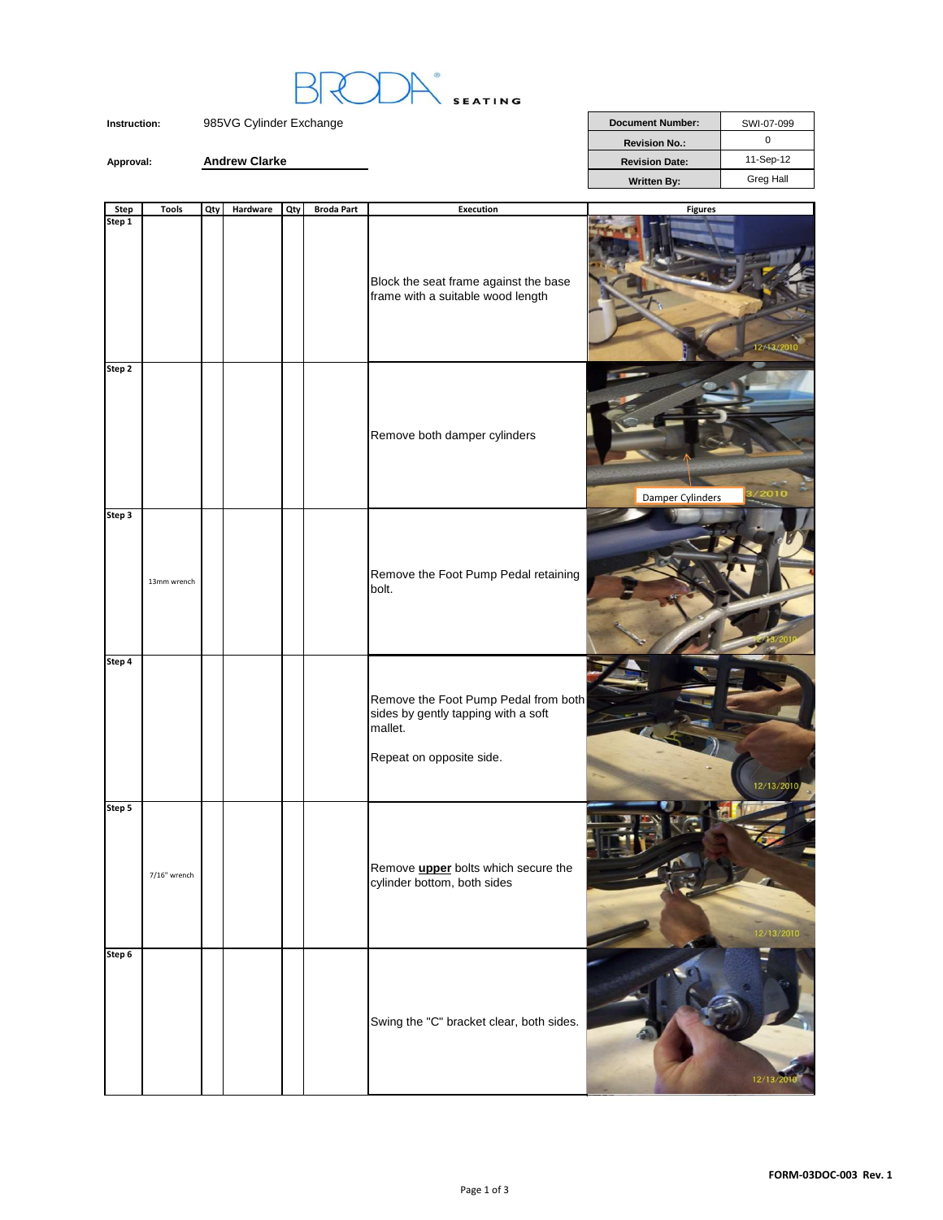BRODA SEATING

| Instruction: | 985VG Cylinder Exchange |
|---|---|
| Approval: | Andrew Clarke |

| Document Number: | SWI-07-099 |
|---|---|
| Revision No.: | 0 |
| Revision Date: | 11-Sep-12 |
| Written By: | Greg Hall |

| Step | Tools | Qty | Hardware | Qty | Broda Part | Execution | Figures |
|---|---|---|---|---|---|---|---|
| Step 1 | | | | | | Block the seat frame against the base frame with a suitable wood length | |
| Step 2 | | | | | | Remove both damper cylinders | Damper Cylinders |
| Step 3 | 13mm wrench | | | | | Remove the Foot Pump Pedal retaining bolt. | |
| Step 4 | | | | | | Remove the Foot Pump Pedal from both sides by gently tapping with a soft mallet.<br><br>Repeat on opposite side. | |
| Step 5 | 7/16" wrench | | | | | Remove **upper** bolts which secure the cylinder bottom, both sides | |
| Step 6 | | | | | | Swing the "C" bracket clear, both sides. | |

FORM-03DOC-003 Rev. 1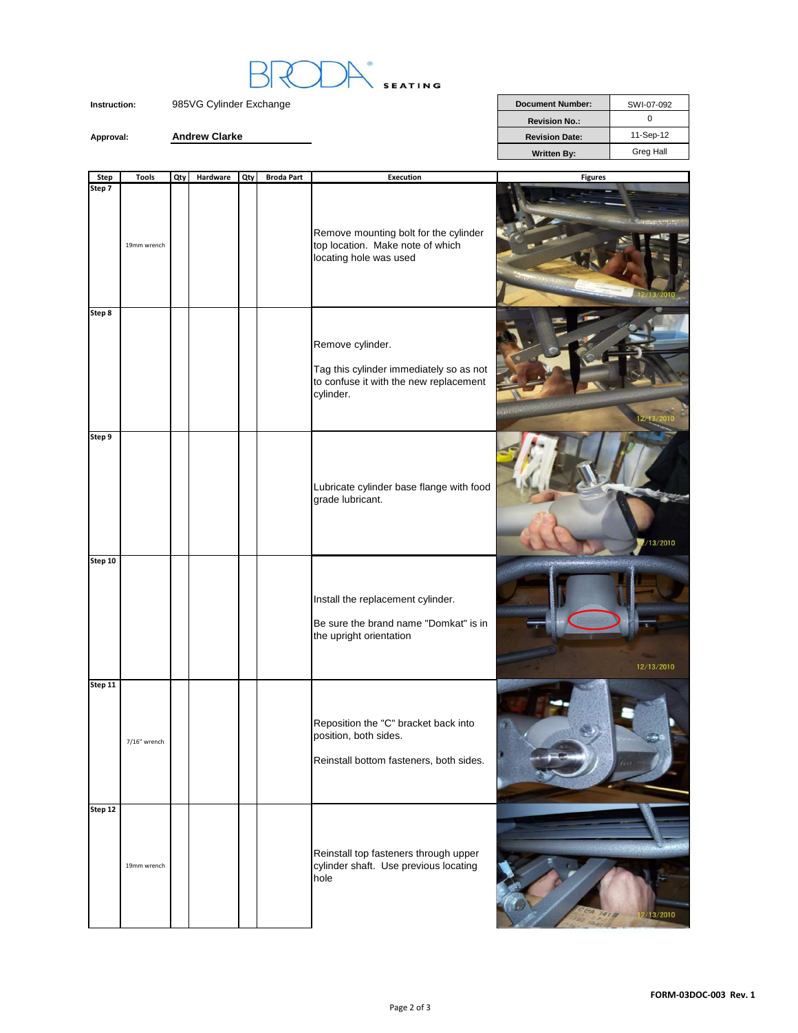BRODA SEATING

| Instruction: | 985VG Cylinder Exchange |
| --- | --- |
| Approval: | Andrew Clarke |

| Document Number: | SWI-07-092 |
| --- | --- |
| Revision No.: | 0 |
| Revision Date: | 11-Sep-12 |
| Written By: | Greg Hall |

| Step | Tools | Qty | Hardware | Qty | Broda Part | Execution | Figures |
| --- | --- | --- | --- | --- | --- | --- | --- |
| Step 7 | 19mm wrench | | | | | Remove mounting bolt for the cylinder top location. Make note of which locating hole was used | |
| Step 8 | | | | | | Remove cylinder. Tag this cylinder immediately so as not to confuse it with the new replacement cylinder. | |
| Step 9 | | | | | | Lubricate cylinder base flange with food grade lubricant. | |
| Step 10 | | | | | | Install the replacement cylinder. Be sure the brand name "Domkat" is in the upright orientation | |
| Step 11 | 7/16" wrench | | | | | Reposition the "C" bracket back into position, both sides. Reinstall bottom fasteners, both sides. | |
| Step 12 | 19mm wrench | | | | | Reinstall top fasteners through upper cylinder shaft. Use previous locating hole | |

FORM-03DOC-003 Rev. 1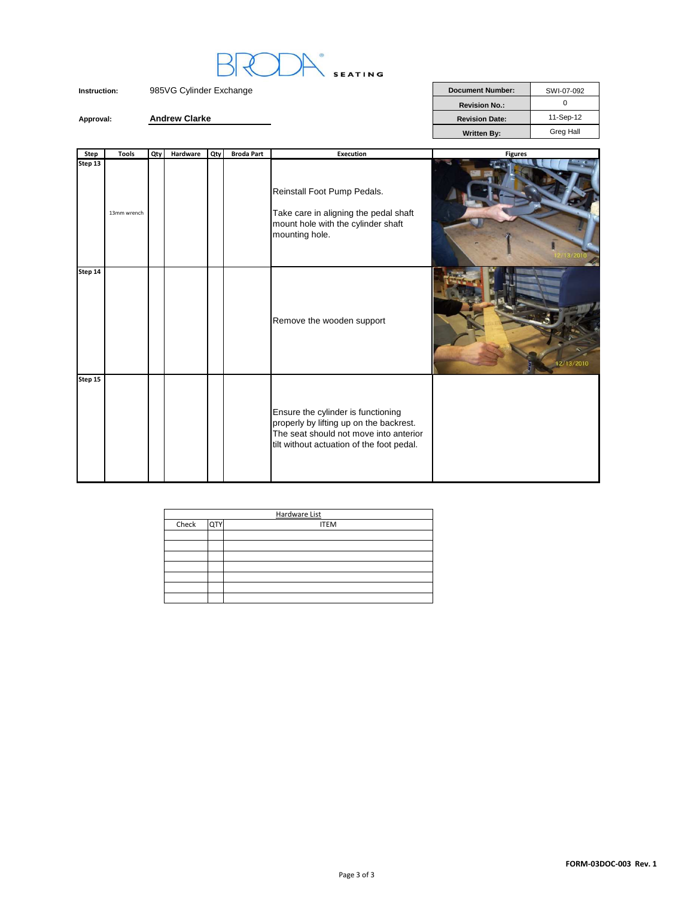BRODA SEATING

| | | | |
|---|---|---|---|
| **Instruction:** | 985VG Cylinder Exchange | **Document Number:** | SWI-07-092 |
| | | **Revision No.:** | 0 |
| **Approval:** | **Andrew Clarke** | **Revision Date:** | 11-Sep-12 |
| | | **Written By:** | Greg Hall |

| Step | Tools | Qty | Hardware | Qty | Broda Part | Execution | Figures |
|---|---|---|---|---|---|---|---|
| Step 13 | 13mm wrench | | | | | Reinstall Foot Pump Pedals.<br><br>Take care in aligning the pedal shaft mount hole with the cylinder shaft mounting hole. | |
| Step 14 | | | | | | Remove the wooden support | |
| Step 15 | | | | | | Ensure the cylinder is functioning properly by lifting up on the backrest. The seat should not move into anterior tilt without actuation of the foot pedal. | |

| Hardware List | | |
|---|---|---|
| Check | QTY | ITEM |
| | | |
| | | |
| | | |
| | | |
| | | |
| | | |
| | | |

FORM-03DOC-003 Rev. 1